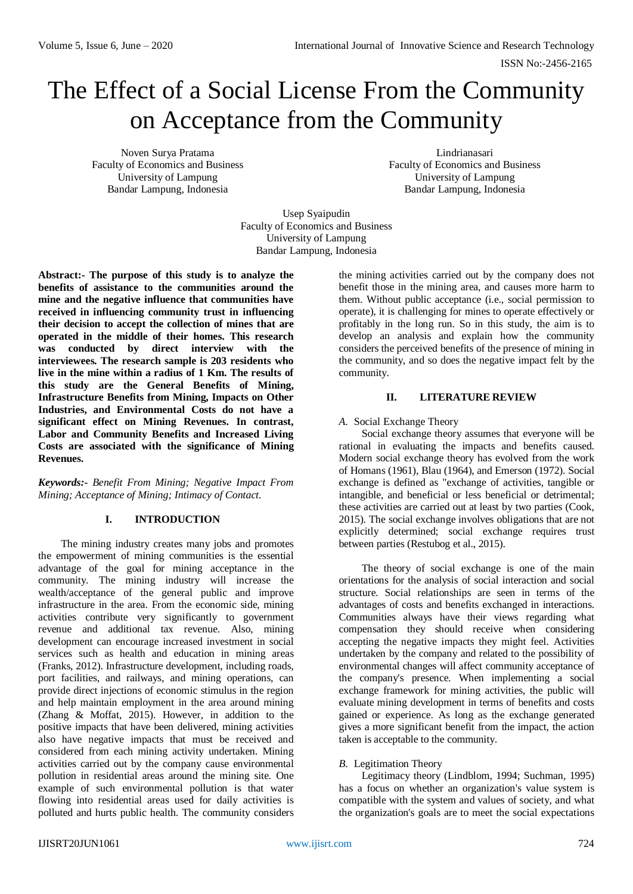# The Effect of a Social License From the Community on Acceptance from the Community

Noven Surya Pratama
Faculty of Economics and Business
University of Lampung
Bandar Lampung, Indonesia

Lindrianasari
Faculty of Economics and Business
University of Lampung
Bandar Lampung, Indonesia

Usep Syaipudin
Faculty of Economics and Business
University of Lampung
Bandar Lampung, Indonesia

**Abstract:- The purpose of this study is to analyze the benefits of assistance to the communities around the mine and the negative influence that communities have received in influencing community trust in influencing their decision to accept the collection of mines that are operated in the middle of their homes. This research was conducted by direct interview with the interviewees. The research sample is 203 residents who live in the mine within a radius of 1 Km. The results of this study are the General Benefits of Mining, Infrastructure Benefits from Mining, Impacts on Other Industries, and Environmental Costs do not have a significant effect on Mining Revenues. In contrast, Labor and Community Benefits and Increased Living Costs are associated with the significance of Mining Revenues.**

***Keywords:-*** *Benefit From Mining; Negative Impact From Mining; Acceptance of Mining; Intimacy of Contact.*

## I. INTRODUCTION

The mining industry creates many jobs and promotes the empowerment of mining communities is the essential advantage of the goal for mining acceptance in the community. The mining industry will increase the wealth/acceptance of the general public and improve infrastructure in the area. From the economic side, mining activities contribute very significantly to government revenue and additional tax revenue. Also, mining development can encourage increased investment in social services such as health and education in mining areas (Franks, 2012). Infrastructure development, including roads, port facilities, and railways, and mining operations, can provide direct injections of economic stimulus in the region and help maintain employment in the area around mining (Zhang & Moffat, 2015). However, in addition to the positive impacts that have been delivered, mining activities also have negative impacts that must be received and considered from each mining activity undertaken. Mining activities carried out by the company cause environmental pollution in residential areas around the mining site. One example of such environmental pollution is that water flowing into residential areas used for daily activities is polluted and hurts public health. The community considers the mining activities carried out by the company does not benefit those in the mining area, and causes more harm to them. Without public acceptance (i.e., social permission to operate), it is challenging for mines to operate effectively or profitably in the long run. So in this study, the aim is to develop an analysis and explain how the community considers the perceived benefits of the presence of mining in the community, and so does the negative impact felt by the community.

## II. LITERATURE REVIEW

### *A.* Social Exchange Theory

Social exchange theory assumes that everyone will be rational in evaluating the impacts and benefits caused. Modern social exchange theory has evolved from the work of Homans (1961), Blau (1964), and Emerson (1972). Social exchange is defined as "exchange of activities, tangible or intangible, and beneficial or less beneficial or detrimental; these activities are carried out at least by two parties (Cook, 2015). The social exchange involves obligations that are not explicitly determined; social exchange requires trust between parties (Restubog et al., 2015).

The theory of social exchange is one of the main orientations for the analysis of social interaction and social structure. Social relationships are seen in terms of the advantages of costs and benefits exchanged in interactions. Communities always have their views regarding what compensation they should receive when considering accepting the negative impacts they might feel. Activities undertaken by the company and related to the possibility of environmental changes will affect community acceptance of the company's presence. When implementing a social exchange framework for mining activities, the public will evaluate mining development in terms of benefits and costs gained or experience. As long as the exchange generated gives a more significant benefit from the impact, the action taken is acceptable to the community.

### *B.* Legitimation Theory

Legitimacy theory (Lindblom, 1994; Suchman, 1995) has a focus on whether an organization's value system is compatible with the system and values of society, and what the organization's goals are to meet the social expectations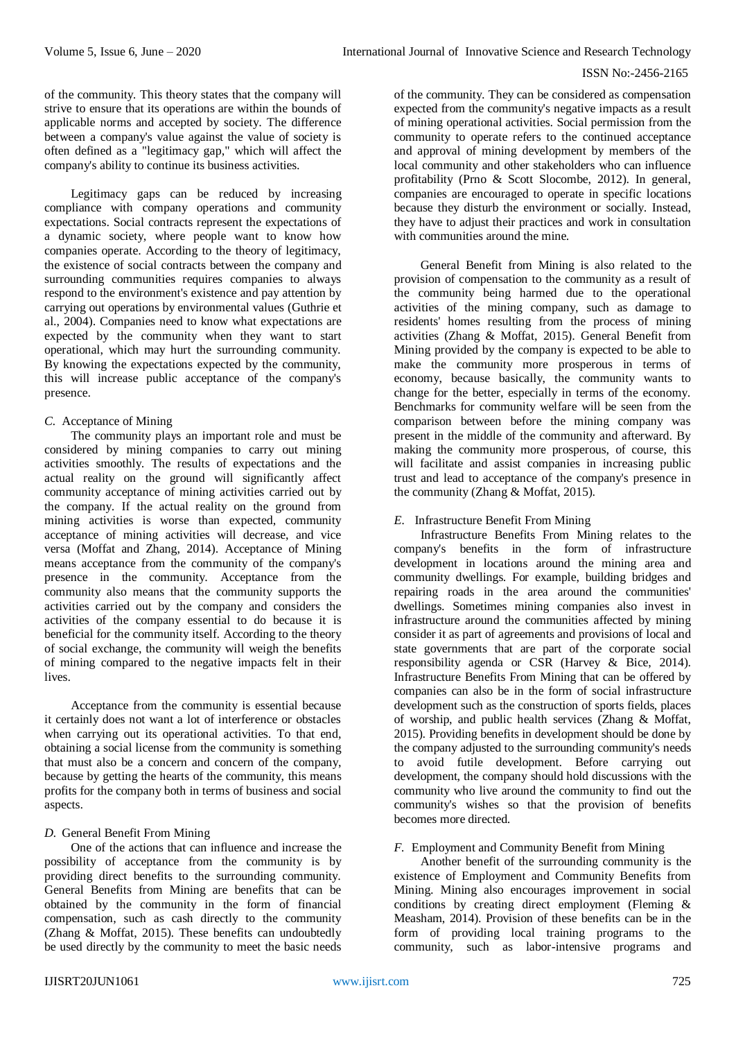of the community. This theory states that the company will strive to ensure that its operations are within the bounds of applicable norms and accepted by society. The difference between a company's value against the value of society is often defined as a "legitimacy gap," which will affect the company's ability to continue its business activities.

Legitimacy gaps can be reduced by increasing compliance with company operations and community expectations. Social contracts represent the expectations of a dynamic society, where people want to know how companies operate. According to the theory of legitimacy, the existence of social contracts between the company and surrounding communities requires companies to always respond to the environment's existence and pay attention by carrying out operations by environmental values (Guthrie et al., 2004). Companies need to know what expectations are expected by the community when they want to start operational, which may hurt the surrounding community. By knowing the expectations expected by the community, this will increase public acceptance of the company's presence.

### *C.* Acceptance of Mining

The community plays an important role and must be considered by mining companies to carry out mining activities smoothly. The results of expectations and the actual reality on the ground will significantly affect community acceptance of mining activities carried out by the company. If the actual reality on the ground from mining activities is worse than expected, community acceptance of mining activities will decrease, and vice versa (Moffat and Zhang, 2014). Acceptance of Mining means acceptance from the community of the company's presence in the community. Acceptance from the community also means that the community supports the activities carried out by the company and considers the activities of the company essential to do because it is beneficial for the community itself. According to the theory of social exchange, the community will weigh the benefits of mining compared to the negative impacts felt in their lives.

Acceptance from the community is essential because it certainly does not want a lot of interference or obstacles when carrying out its operational activities. To that end, obtaining a social license from the community is something that must also be a concern and concern of the company, because by getting the hearts of the community, this means profits for the company both in terms of business and social aspects.

### *D.* General Benefit From Mining

One of the actions that can influence and increase the possibility of acceptance from the community is by providing direct benefits to the surrounding community. General Benefits from Mining are benefits that can be obtained by the community in the form of financial compensation, such as cash directly to the community (Zhang & Moffat, 2015). These benefits can undoubtedly be used directly by the community to meet the basic needs of the community. They can be considered as compensation expected from the community's negative impacts as a result of mining operational activities. Social permission from the community to operate refers to the continued acceptance and approval of mining development by members of the local community and other stakeholders who can influence profitability (Prno & Scott Slocombe, 2012). In general, companies are encouraged to operate in specific locations because they disturb the environment or socially. Instead, they have to adjust their practices and work in consultation with communities around the mine.

General Benefit from Mining is also related to the provision of compensation to the community as a result of the community being harmed due to the operational activities of the mining company, such as damage to residents' homes resulting from the process of mining activities (Zhang & Moffat, 2015). General Benefit from Mining provided by the company is expected to be able to make the community more prosperous in terms of economy, because basically, the community wants to change for the better, especially in terms of the economy. Benchmarks for community welfare will be seen from the comparison between before the mining company was present in the middle of the community and afterward. By making the community more prosperous, of course, this will facilitate and assist companies in increasing public trust and lead to acceptance of the company's presence in the community (Zhang & Moffat, 2015).

### *E.* Infrastructure Benefit From Mining

Infrastructure Benefits From Mining relates to the company's benefits in the form of infrastructure development in locations around the mining area and community dwellings. For example, building bridges and repairing roads in the area around the communities' dwellings. Sometimes mining companies also invest in infrastructure around the communities affected by mining consider it as part of agreements and provisions of local and state governments that are part of the corporate social responsibility agenda or CSR (Harvey & Bice, 2014). Infrastructure Benefits From Mining that can be offered by companies can also be in the form of social infrastructure development such as the construction of sports fields, places of worship, and public health services (Zhang & Moffat, 2015). Providing benefits in development should be done by the company adjusted to the surrounding community's needs to avoid futile development. Before carrying out development, the company should hold discussions with the community who live around the community to find out the community's wishes so that the provision of benefits becomes more directed.

### *F.* Employment and Community Benefit from Mining

Another benefit of the surrounding community is the existence of Employment and Community Benefits from Mining. Mining also encourages improvement in social conditions by creating direct employment (Fleming & Measham, 2014). Provision of these benefits can be in the form of providing local training programs to the community, such as labor-intensive programs and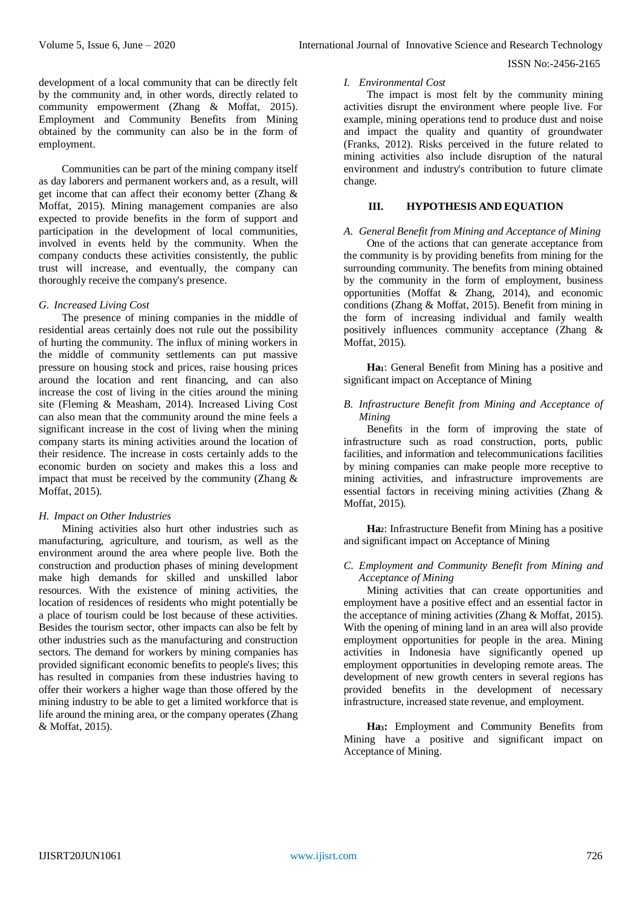development of a local community that can be directly felt by the community and, in other words, directly related to community empowerment (Zhang & Moffat, 2015). Employment and Community Benefits from Mining obtained by the community can also be in the form of employment.

Communities can be part of the mining company itself as day laborers and permanent workers and, as a result, will get income that can affect their economy better (Zhang & Moffat, 2015). Mining management companies are also expected to provide benefits in the form of support and participation in the development of local communities, involved in events held by the community. When the company conducts these activities consistently, the public trust will increase, and eventually, the company can thoroughly receive the company's presence.

### *G. Increased Living Cost*

The presence of mining companies in the middle of residential areas certainly does not rule out the possibility of hurting the community. The influx of mining workers in the middle of community settlements can put massive pressure on housing stock and prices, raise housing prices around the location and rent financing, and can also increase the cost of living in the cities around the mining site (Fleming & Measham, 2014). Increased Living Cost can also mean that the community around the mine feels a significant increase in the cost of living when the mining company starts its mining activities around the location of their residence. The increase in costs certainly adds to the economic burden on society and makes this a loss and impact that must be received by the community (Zhang & Moffat, 2015).

### *H. Impact on Other Industries*

Mining activities also hurt other industries such as manufacturing, agriculture, and tourism, as well as the environment around the area where people live. Both the construction and production phases of mining development make high demands for skilled and unskilled labor resources. With the existence of mining activities, the location of residences of residents who might potentially be a place of tourism could be lost because of these activities. Besides the tourism sector, other impacts can also be felt by other industries such as the manufacturing and construction sectors. The demand for workers by mining companies has provided significant economic benefits to people's lives; this has resulted in companies from these industries having to offer their workers a higher wage than those offered by the mining industry to be able to get a limited workforce that is life around the mining area, or the company operates (Zhang & Moffat, 2015).

### *I. Environmental Cost*

The impact is most felt by the community mining activities disrupt the environment where people live. For example, mining operations tend to produce dust and noise and impact the quality and quantity of groundwater (Franks, 2012). Risks perceived in the future related to mining activities also include disruption of the natural environment and industry's contribution to future climate change.

## III. HYPOTHESIS AND EQUATION

### *A. General Benefit from Mining and Acceptance of Mining*

One of the actions that can generate acceptance from the community is by providing benefits from mining for the surrounding community. The benefits from mining obtained by the community in the form of employment, business opportunities (Moffat & Zhang, 2014), and economic conditions (Zhang & Moffat, 2015). Benefit from mining in the form of increasing individual and family wealth positively influences community acceptance (Zhang & Moffat, 2015).

**$Ha_1$**: General Benefit from Mining has a positive and significant impact on Acceptance of Mining

### *B. Infrastructure Benefit from Mining and Acceptance of Mining*

Benefits in the form of improving the state of infrastructure such as road construction, ports, public facilities, and information and telecommunications facilities by mining companies can make people more receptive to mining activities, and infrastructure improvements are essential factors in receiving mining activities (Zhang & Moffat, 2015).

**$Ha_2$**: Infrastructure Benefit from Mining has a positive and significant impact on Acceptance of Mining

### *C. Employment and Community Benefit from Mining and Acceptance of Mining*

Mining activities that can create opportunities and employment have a positive effect and an essential factor in the acceptance of mining activities (Zhang & Moffat, 2015). With the opening of mining land in an area will also provide employment opportunities for people in the area. Mining activities in Indonesia have significantly opened up employment opportunities in developing remote areas. The development of new growth centers in several regions has provided benefits in the development of necessary infrastructure, increased state revenue, and employment.

**$Ha_3$:** Employment and Community Benefits from Mining have a positive and significant impact on Acceptance of Mining.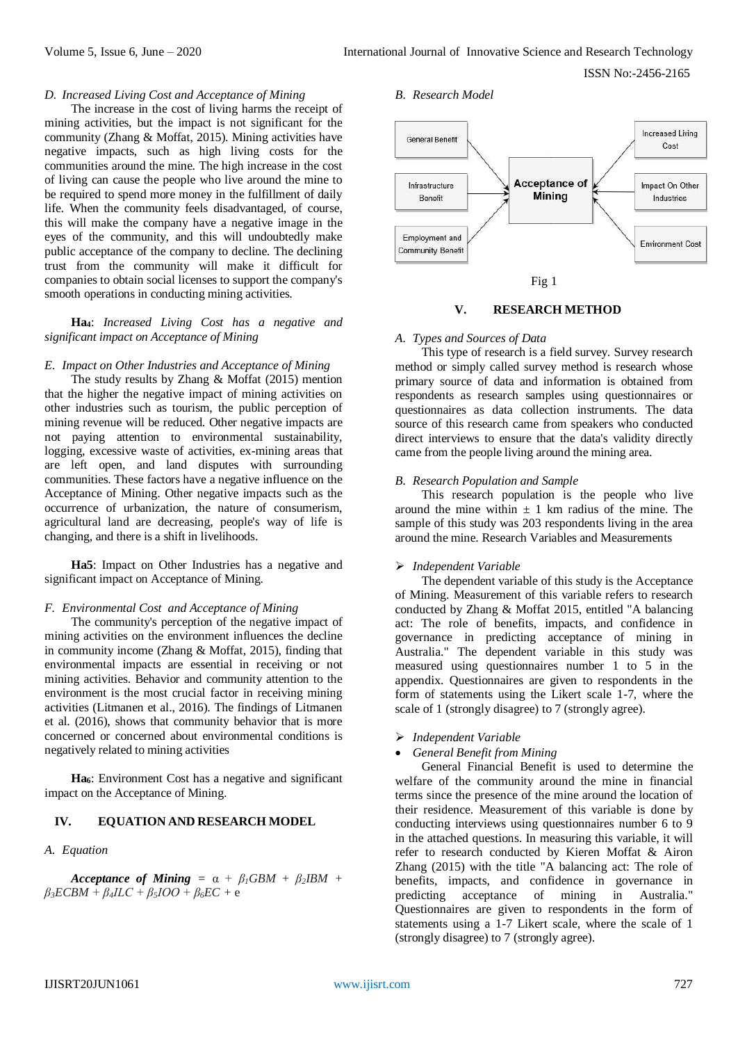*D. Increased Living Cost and Acceptance of Mining*

The increase in the cost of living harms the receipt of mining activities, but the impact is not significant for the community (Zhang & Moffat, 2015). Mining activities have negative impacts, such as high living costs for the communities around the mine. The high increase in the cost of living can cause the people who live around the mine to be required to spend more money in the fulfillment of daily life. When the community feels disadvantaged, of course, this will make the company have a negative image in the eyes of the community, and this will undoubtedly make public acceptance of the company to decline. The declining trust from the community will make it difficult for companies to obtain social licenses to support the company's smooth operations in conducting mining activities.

**$Ha_4$**: *Increased Living Cost has a negative and significant impact on Acceptance of Mining*

*E. Impact on Other Industries and Acceptance of Mining*

The study results by Zhang & Moffat (2015) mention that the higher the negative impact of mining activities on other industries such as tourism, the public perception of mining revenue will be reduced. Other negative impacts are not paying attention to environmental sustainability, logging, excessive waste of activities, ex-mining areas that are left open, and land disputes with surrounding communities. These factors have a negative influence on the Acceptance of Mining. Other negative impacts such as the occurrence of urbanization, the nature of consumerism, agricultural land are decreasing, people's way of life is changing, and there is a shift in livelihoods.

**Ha5**: Impact on Other Industries has a negative and significant impact on Acceptance of Mining.

*F. Environmental Cost and Acceptance of Mining*

The community's perception of the negative impact of mining activities on the environment influences the decline in community income (Zhang & Moffat, 2015), finding that environmental impacts are essential in receiving or not mining activities. Behavior and community attention to the environment is the most crucial factor in receiving mining activities (Litmanen et al., 2016). The findings of Litmanen et al. (2016), shows that community behavior that is more concerned or concerned about environmental conditions is negatively related to mining activities

**$Ha_6$**: Environment Cost has a negative and significant impact on the Acceptance of Mining.

## IV. EQUATION AND RESEARCH MODEL

*A. Equation*

$$\textbf{\textit{Acceptance of Mining}} = \alpha + \beta_1 GBM + \beta_2 IBM + \beta_3 ECBM + \beta_4 ILC + \beta_5 IOO + \beta_6 EC + e$$

*B. Research Model*

General Benefit, Infrastructure Benefit, Employment and Community Benefit → Acceptance of Mining ← Increased Living Cost, Impact On Other Industries, Environment Cost

Fig 1

## V. RESEARCH METHOD

*A. Types and Sources of Data*

This type of research is a field survey. Survey research method or simply called survey method is research whose primary source of data and information is obtained from respondents as research samples using questionnaires or questionnaires as data collection instruments. The data source of this research came from speakers who conducted direct interviews to ensure that the data's validity directly came from the people living around the mining area.

*B. Research Population and Sample*

This research population is the people who live around the mine within ± 1 km radius of the mine. The sample of this study was 203 respondents living in the area around the mine. Research Variables and Measurements

- *Independent Variable*

The dependent variable of this study is the Acceptance of Mining. Measurement of this variable refers to research conducted by Zhang & Moffat 2015, entitled "A balancing act: The role of benefits, impacts, and confidence in governance in predicting acceptance of mining in Australia." The dependent variable in this study was measured using questionnaires number 1 to 5 in the appendix. Questionnaires are given to respondents in the form of statements using the Likert scale 1-7, where the scale of 1 (strongly disagree) to 7 (strongly agree).

- *Independent Variable*
  - *General Benefit from Mining*

General Financial Benefit is used to determine the welfare of the community around the mine in financial terms since the presence of the mine around the location of their residence. Measurement of this variable is done by conducting interviews using questionnaires number 6 to 9 in the attached questions. In measuring this variable, it will refer to research conducted by Kieren Moffat & Airon Zhang (2015) with the title "A balancing act: The role of benefits, impacts, and confidence in governance in predicting acceptance of mining in Australia." Questionnaires are given to respondents in the form of statements using a 1-7 Likert scale, where the scale of 1 (strongly disagree) to 7 (strongly agree).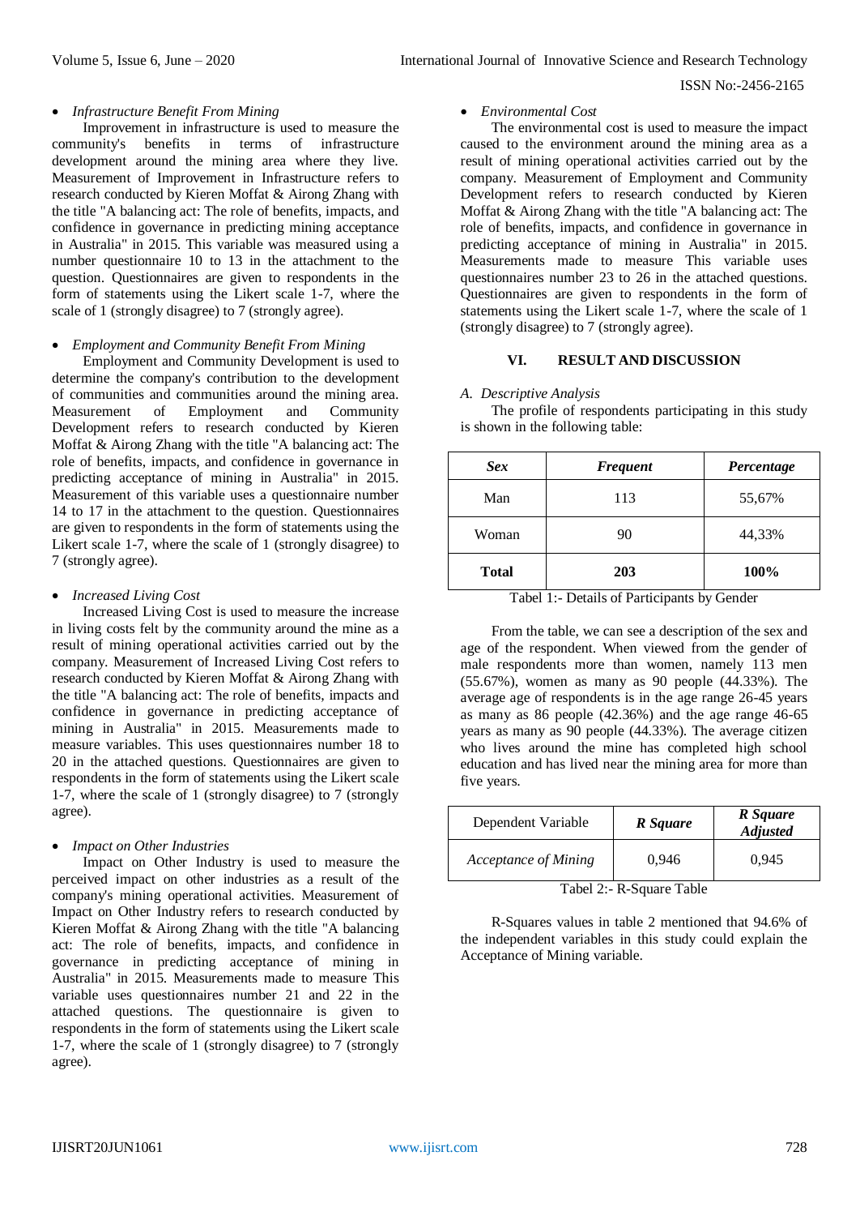- *Infrastructure Benefit From Mining*

Improvement in infrastructure is used to measure the community's benefits in terms of infrastructure development around the mining area where they live. Measurement of Improvement in Infrastructure refers to research conducted by Kieren Moffat & Airong Zhang with the title "A balancing act: The role of benefits, impacts, and confidence in governance in predicting mining acceptance in Australia" in 2015. This variable was measured using a number questionnaire 10 to 13 in the attachment to the question. Questionnaires are given to respondents in the form of statements using the Likert scale 1-7, where the scale of 1 (strongly disagree) to 7 (strongly agree).

- *Employment and Community Benefit From Mining*

Employment and Community Development is used to determine the company's contribution to the development of communities and communities around the mining area. Measurement of Employment and Community Development refers to research conducted by Kieren Moffat & Airong Zhang with the title "A balancing act: The role of benefits, impacts, and confidence in governance in predicting acceptance of mining in Australia" in 2015. Measurement of this variable uses a questionnaire number 14 to 17 in the attachment to the question. Questionnaires are given to respondents in the form of statements using the Likert scale 1-7, where the scale of 1 (strongly disagree) to 7 (strongly agree).

- *Increased Living Cost*

Increased Living Cost is used to measure the increase in living costs felt by the community around the mine as a result of mining operational activities carried out by the company. Measurement of Increased Living Cost refers to research conducted by Kieren Moffat & Airong Zhang with the title "A balancing act: The role of benefits, impacts and confidence in governance in predicting acceptance of mining in Australia" in 2015. Measurements made to measure variables. This uses questionnaires number 18 to 20 in the attached questions. Questionnaires are given to respondents in the form of statements using the Likert scale 1-7, where the scale of 1 (strongly disagree) to 7 (strongly agree).

- *Impact on Other Industries*

Impact on Other Industry is used to measure the perceived impact on other industries as a result of the company's mining operational activities. Measurement of Impact on Other Industry refers to research conducted by Kieren Moffat & Airong Zhang with the title "A balancing act: The role of benefits, impacts, and confidence in governance in predicting acceptance of mining in Australia" in 2015. Measurements made to measure This variable uses questionnaires number 21 and 22 in the attached questions. The questionnaire is given to respondents in the form of statements using the Likert scale 1-7, where the scale of 1 (strongly disagree) to 7 (strongly agree).

- *Environmental Cost*

The environmental cost is used to measure the impact caused to the environment around the mining area as a result of mining operational activities carried out by the company. Measurement of Employment and Community Development refers to research conducted by Kieren Moffat & Airong Zhang with the title "A balancing act: The role of benefits, impacts, and confidence in governance in predicting acceptance of mining in Australia" in 2015. Measurements made to measure This variable uses questionnaires number 23 to 26 in the attached questions. Questionnaires are given to respondents in the form of statements using the Likert scale 1-7, where the scale of 1 (strongly disagree) to 7 (strongly agree).

## VI. RESULT AND DISCUSSION

### *A. Descriptive Analysis*

The profile of respondents participating in this study is shown in the following table:

| *Sex* | *Frequent* | *Percentage* |
|---|---|---|
| Man | 113 | 55,67% |
| Woman | 90 | 44,33% |
| **Total** | **203** | **100%** |

Tabel 1:- Details of Participants by Gender

From the table, we can see a description of the sex and age of the respondent. When viewed from the gender of male respondents more than women, namely 113 men (55.67%), women as many as 90 people (44.33%). The average age of respondents is in the age range 26-45 years as many as 86 people (42.36%) and the age range 46-65 years as many as 90 people (44.33%). The average citizen who lives around the mine has completed high school education and has lived near the mining area for more than five years.

| Dependent Variable | *R Square* | *R Square Adjusted* |
|---|---|---|
| *Acceptance of Mining* | 0,946 | 0,945 |

Tabel 2:- R-Square Table

R-Squares values in table 2 mentioned that 94.6% of the independent variables in this study could explain the Acceptance of Mining variable.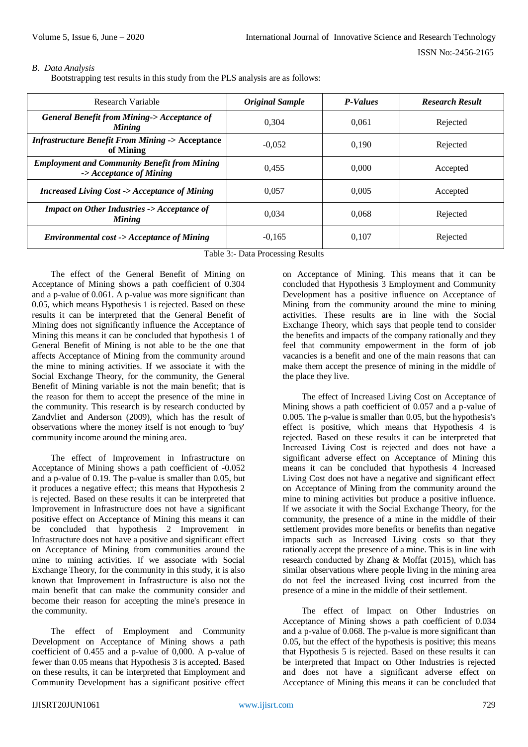*B. Data Analysis*

Bootstrapping test results in this study from the PLS analysis are as follows:

| Research Variable | *Original Sample* | *P-Values* | *Research Result* |
|---|---|---|---|
| ***General Benefit from Mining-> Acceptance of Mining*** | 0,304 | 0,061 | Rejected |
| ***Infrastructure Benefit From Mining ->* Acceptance of Mining** | -0,052 | 0,190 | Rejected |
| ***Employment and Community Benefit from Mining -> Acceptance of Mining*** | 0,455 | 0,000 | Accepted |
| ***Increased Living Cost -> Acceptance of Mining*** | 0,057 | 0,005 | Accepted |
| ***Impact on Other Industries -> Acceptance of Mining*** | 0,034 | 0,068 | Rejected |
| ***Environmental cost -> Acceptance of Mining*** | -0,165 | 0,107 | Rejected |

Table 3:- Data Processing Results

The effect of the General Benefit of Mining on Acceptance of Mining shows a path coefficient of 0.304 and a p-value of 0.061. A p-value was more significant than 0.05, which means Hypothesis 1 is rejected. Based on these results it can be interpreted that the General Benefit of Mining does not significantly influence the Acceptance of Mining this means it can be concluded that hypothesis 1 of General Benefit of Mining is not able to be the one that affects Acceptance of Mining from the community around the mine to mining activities. If we associate it with the Social Exchange Theory, for the community, the General Benefit of Mining variable is not the main benefit; that is the reason for them to accept the presence of the mine in the community. This research is by research conducted by Zandvliet and Anderson (2009), which has the result of observations where the money itself is not enough to 'buy' community income around the mining area.

The effect of Improvement in Infrastructure on Acceptance of Mining shows a path coefficient of -0.052 and a p-value of 0.19. The p-value is smaller than 0.05, but it produces a negative effect; this means that Hypothesis 2 is rejected. Based on these results it can be interpreted that Improvement in Infrastructure does not have a significant positive effect on Acceptance of Mining this means it can be concluded that hypothesis 2 Improvement in Infrastructure does not have a positive and significant effect on Acceptance of Mining from communities around the mine to mining activities. If we associate with Social Exchange Theory, for the community in this study, it is also known that Improvement in Infrastructure is also not the main benefit that can make the community consider and become their reason for accepting the mine's presence in the community.

The effect of Employment and Community Development on Acceptance of Mining shows a path coefficient of 0.455 and a p-value of 0,000. A p-value of fewer than 0.05 means that Hypothesis 3 is accepted. Based on these results, it can be interpreted that Employment and Community Development has a significant positive effect on Acceptance of Mining. This means that it can be concluded that Hypothesis 3 Employment and Community Development has a positive influence on Acceptance of Mining from the community around the mine to mining activities. These results are in line with the Social Exchange Theory, which says that people tend to consider the benefits and impacts of the company rationally and they feel that community empowerment in the form of job vacancies is a benefit and one of the main reasons that can make them accept the presence of mining in the middle of the place they live.

The effect of Increased Living Cost on Acceptance of Mining shows a path coefficient of 0.057 and a p-value of 0.005. The p-value is smaller than 0.05, but the hypothesis's effect is positive, which means that Hypothesis 4 is rejected. Based on these results it can be interpreted that Increased Living Cost is rejected and does not have a significant adverse effect on Acceptance of Mining this means it can be concluded that hypothesis 4 Increased Living Cost does not have a negative and significant effect on Acceptance of Mining from the community around the mine to mining activities but produce a positive influence. If we associate it with the Social Exchange Theory, for the community, the presence of a mine in the middle of their settlement provides more benefits or benefits than negative impacts such as Increased Living costs so that they rationally accept the presence of a mine. This is in line with research conducted by Zhang & Moffat (2015), which has similar observations where people living in the mining area do not feel the increased living cost incurred from the presence of a mine in the middle of their settlement.

The effect of Impact on Other Industries on Acceptance of Mining shows a path coefficient of 0.034 and a p-value of 0.068. The p-value is more significant than 0.05, but the effect of the hypothesis is positive; this means that Hypothesis 5 is rejected. Based on these results it can be interpreted that Impact on Other Industries is rejected and does not have a significant adverse effect on Acceptance of Mining this means it can be concluded that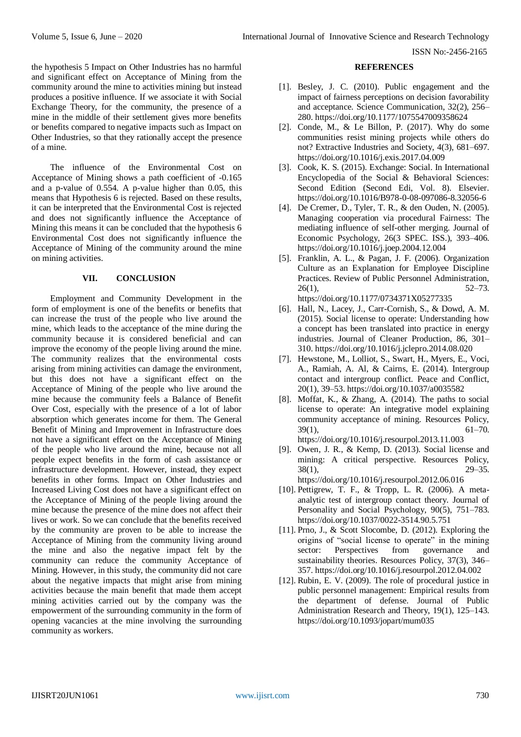the hypothesis 5 Impact on Other Industries has no harmful and significant effect on Acceptance of Mining from the community around the mine to activities mining but instead produces a positive influence. If we associate it with Social Exchange Theory, for the community, the presence of a mine in the middle of their settlement gives more benefits or benefits compared to negative impacts such as Impact on Other Industries, so that they rationally accept the presence of a mine.

The influence of the Environmental Cost on Acceptance of Mining shows a path coefficient of -0.165 and a p-value of 0.554. A p-value higher than 0.05, this means that Hypothesis 6 is rejected. Based on these results, it can be interpreted that the Environmental Cost is rejected and does not significantly influence the Acceptance of Mining this means it can be concluded that the hypothesis 6 Environmental Cost does not significantly influence the Acceptance of Mining of the community around the mine on mining activities.

## VII. CONCLUSION

Employment and Community Development in the form of employment is one of the benefits or benefits that can increase the trust of the people who live around the mine, which leads to the acceptance of the mine during the community because it is considered beneficial and can improve the economy of the people living around the mine. The community realizes that the environmental costs arising from mining activities can damage the environment, but this does not have a significant effect on the Acceptance of Mining of the people who live around the mine because the community feels a Balance of Benefit Over Cost, especially with the presence of a lot of labor absorption which generates income for them. The General Benefit of Mining and Improvement in Infrastructure does not have a significant effect on the Acceptance of Mining of the people who live around the mine, because not all people expect benefits in the form of cash assistance or infrastructure development. However, instead, they expect benefits in other forms. Impact on Other Industries and Increased Living Cost does not have a significant effect on the Acceptance of Mining of the people living around the mine because the presence of the mine does not affect their lives or work. So we can conclude that the benefits received by the community are proven to be able to increase the Acceptance of Mining from the community living around the mine and also the negative impact felt by the community can reduce the community Acceptance of Mining. However, in this study, the community did not care about the negative impacts that might arise from mining activities because the main benefit that made them accept mining activities carried out by the company was the empowerment of the surrounding community in the form of opening vacancies at the mine involving the surrounding community as workers.

## REFERENCES

[1]. Besley, J. C. (2010). Public engagement and the impact of fairness perceptions on decision favorability and acceptance. Science Communication, 32(2), 256–280. https://doi.org/10.1177/1075547009358624

[2]. Conde, M., & Le Billon, P. (2017). Why do some communities resist mining projects while others do not? Extractive Industries and Society, 4(3), 681–697. https://doi.org/10.1016/j.exis.2017.04.009

[3]. Cook, K. S. (2015). Exchange: Social. In International Encyclopedia of the Social & Behavioral Sciences: Second Edition (Second Edi, Vol. 8). Elsevier. https://doi.org/10.1016/B978-0-08-097086-8.32056-6

[4]. De Cremer, D., Tyler, T. R., & den Ouden, N. (2005). Managing cooperation via procedural Fairness: The mediating influence of self-other merging. Journal of Economic Psychology, 26(3 SPEC. ISS.), 393–406. https://doi.org/10.1016/j.joep.2004.12.004

[5]. Franklin, A. L., & Pagan, J. F. (2006). Organization Culture as an Explanation for Employee Discipline Practices. Review of Public Personnel Administration, 26(1), 52–73. https://doi.org/10.1177/0734371X05277335

[6]. Hall, N., Lacey, J., Carr-Cornish, S., & Dowd, A. M. (2015). Social license to operate: Understanding how a concept has been translated into practice in energy industries. Journal of Cleaner Production, 86, 301–310. https://doi.org/10.1016/j.jclepro.2014.08.020

[7]. Hewstone, M., Lolliot, S., Swart, H., Myers, E., Voci, A., Ramiah, A. Al, & Cairns, E. (2014). Intergroup contact and intergroup conflict. Peace and Conflict, 20(1), 39–53. https://doi.org/10.1037/a0035582

[8]. Moffat, K., & Zhang, A. (2014). The paths to social license to operate: An integrative model explaining community acceptance of mining. Resources Policy, 39(1), 61–70. https://doi.org/10.1016/j.resourpol.2013.11.003

[9]. Owen, J. R., & Kemp, D. (2013). Social license and mining: A critical perspective. Resources Policy, 38(1), 29–35. https://doi.org/10.1016/j.resourpol.2012.06.016

[10]. Pettigrew, T. F., & Tropp, L. R. (2006). A meta-analytic test of intergroup contact theory. Journal of Personality and Social Psychology, 90(5), 751–783. https://doi.org/10.1037/0022-3514.90.5.751

[11]. Prno, J., & Scott Slocombe, D. (2012). Exploring the origins of "social license to operate" in the mining sector: Perspectives from governance and sustainability theories. Resources Policy, 37(3), 346–357. https://doi.org/10.1016/j.resourpol.2012.04.002

[12]. Rubin, E. V. (2009). The role of procedural justice in public personnel management: Empirical results from the department of defense. Journal of Public Administration Research and Theory, 19(1), 125–143. https://doi.org/10.1093/jopart/mum035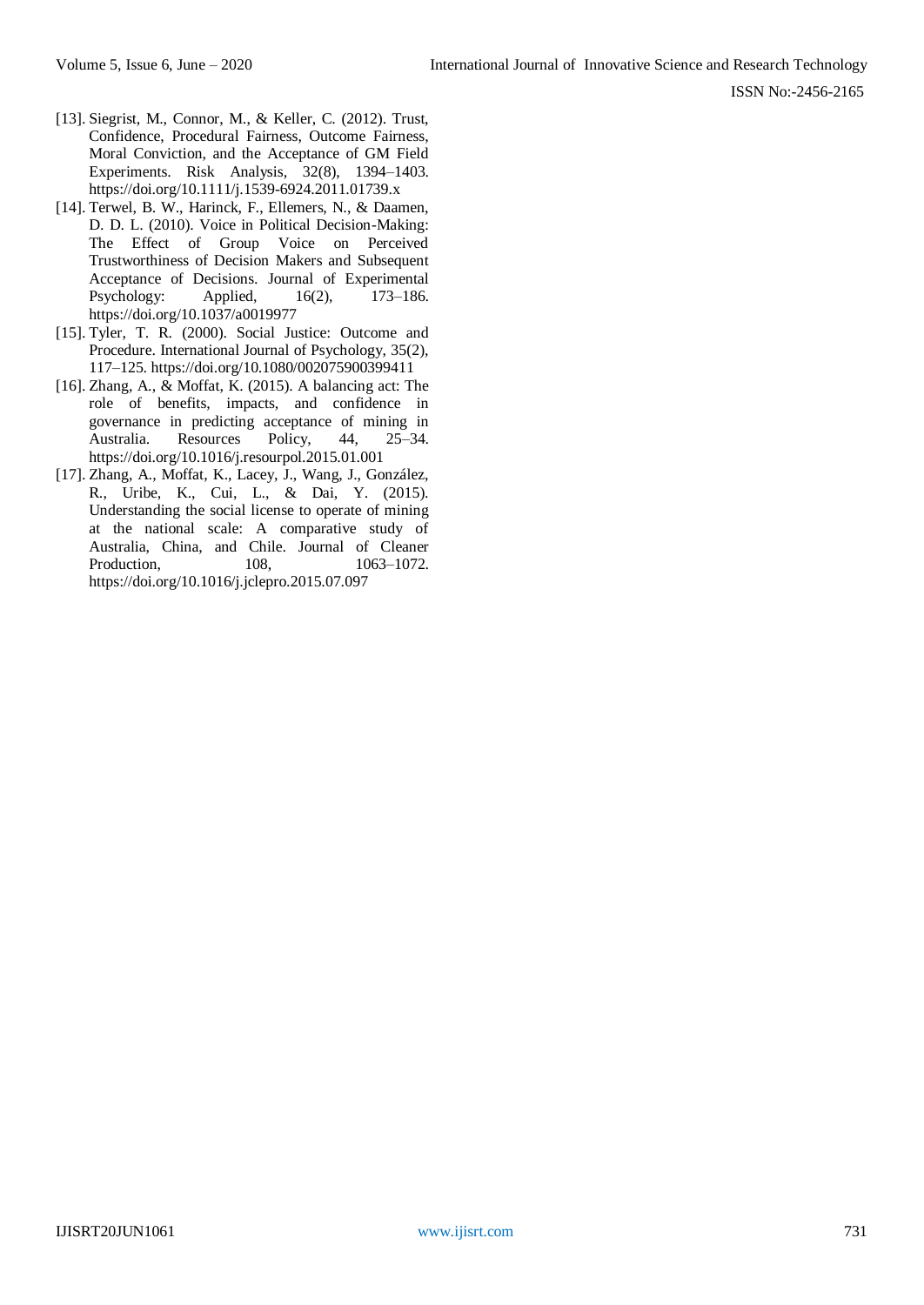[13]. Siegrist, M., Connor, M., & Keller, C. (2012). Trust, Confidence, Procedural Fairness, Outcome Fairness, Moral Conviction, and the Acceptance of GM Field Experiments. Risk Analysis, 32(8), 1394–1403. https://doi.org/10.1111/j.1539-6924.2011.01739.x

[14]. Terwel, B. W., Harinck, F., Ellemers, N., & Daamen, D. D. L. (2010). Voice in Political Decision-Making: The Effect of Group Voice on Perceived Trustworthiness of Decision Makers and Subsequent Acceptance of Decisions. Journal of Experimental Psychology: Applied, 16(2), 173–186. https://doi.org/10.1037/a0019977

[15]. Tyler, T. R. (2000). Social Justice: Outcome and Procedure. International Journal of Psychology, 35(2), 117–125. https://doi.org/10.1080/002075900399411

[16]. Zhang, A., & Moffat, K. (2015). A balancing act: The role of benefits, impacts, and confidence in governance in predicting acceptance of mining in Australia. Resources Policy, 44, 25–34. https://doi.org/10.1016/j.resourpol.2015.01.001

[17]. Zhang, A., Moffat, K., Lacey, J., Wang, J., González, R., Uribe, K., Cui, L., & Dai, Y. (2015). Understanding the social license to operate of mining at the national scale: A comparative study of Australia, China, and Chile. Journal of Cleaner Production, 108, 1063–1072. https://doi.org/10.1016/j.jclepro.2015.07.097